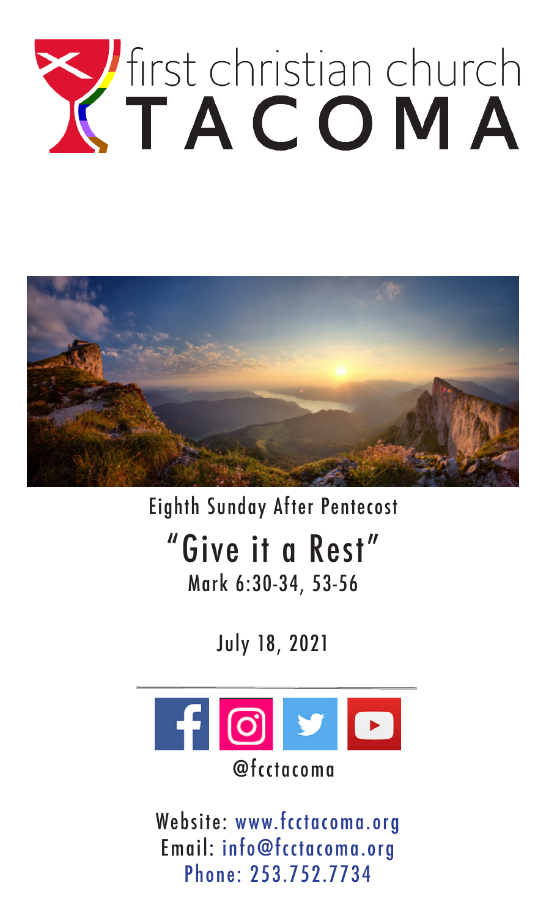# first christian church TACOMA

Eighth Sunday After Pentecost

## "Give it a Rest"

Mark 6:30-34, 53-56

July 18, 2021

@fcctacoma

Website: www.fcctacoma.org
Email: info@fcctacoma.org
Phone: 253.752.7734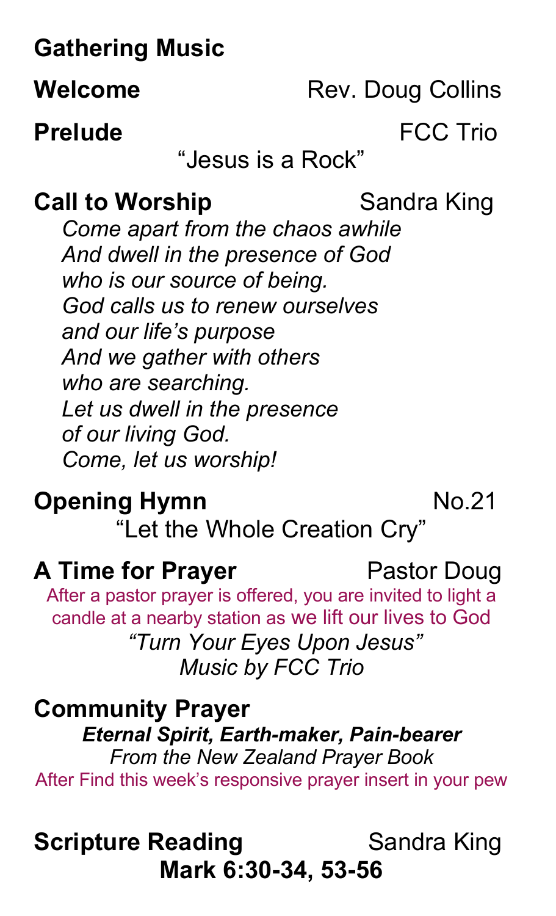**Gathering Music**

**Welcome** Rev. Doug Collins

**Prelude** FCC Trio

"Jesus is a Rock"

**Call to Worship** Sandra King

*Come apart from the chaos awhile*
*And dwell in the presence of God*
*who is our source of being.*
*God calls us to renew ourselves*
*and our life's purpose*
*And we gather with others*
*who are searching.*
*Let us dwell in the presence*
*of our living God.*
*Come, let us worship!*

**Opening Hymn** No.21

"Let the Whole Creation Cry"

**A Time for Prayer** Pastor Doug

After a pastor prayer is offered, you are invited to light a candle at a nearby station as we lift our lives to God

*"Turn Your Eyes Upon Jesus"*
*Music by FCC Trio*

**Community Prayer**

***Eternal Spirit, Earth-maker, Pain-bearer***
*From the New Zealand Prayer Book*

After Find this week's responsive prayer insert in your pew

**Scripture Reading** Sandra King

**Mark 6:30-34, 53-56**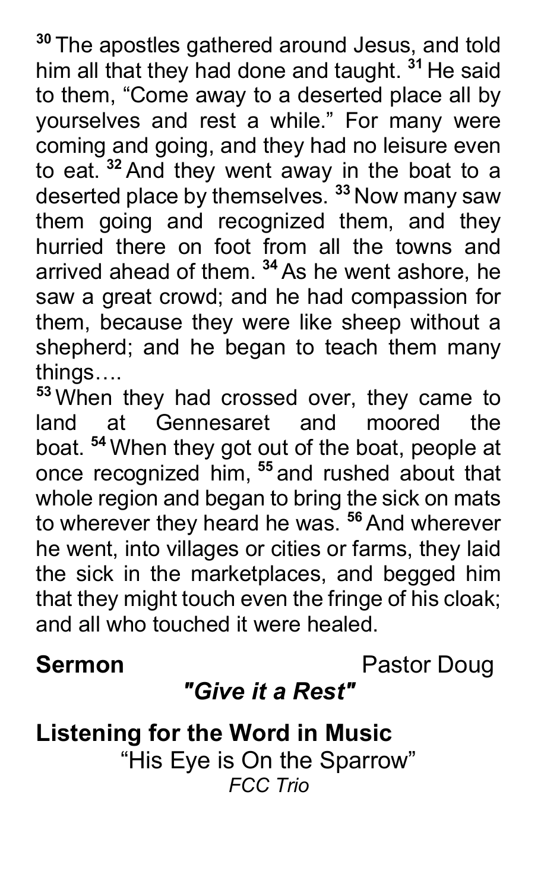[30] The apostles gathered around Jesus, and told him all that they had done and taught. [31] He said to them, "Come away to a deserted place all by yourselves and rest a while." For many were coming and going, and they had no leisure even to eat. [32] And they went away in the boat to a deserted place by themselves. [33] Now many saw them going and recognized them, and they hurried there on foot from all the towns and arrived ahead of them. [34] As he went ashore, he saw a great crowd; and he had compassion for them, because they were like sheep without a shepherd; and he began to teach them many things….

[53] When they had crossed over, they came to land at Gennesaret and moored the boat. [54] When they got out of the boat, people at once recognized him, [55] and rushed about that whole region and began to bring the sick on mats to wherever they heard he was. [56] And wherever he went, into villages or cities or farms, they laid the sick in the marketplaces, and begged him that they might touch even the fringe of his cloak; and all who touched it were healed.

**Sermon** Pastor Doug

***"Give it a Rest"***

**Listening for the Word in Music**

"His Eye is On the Sparrow"

*FCC Trio*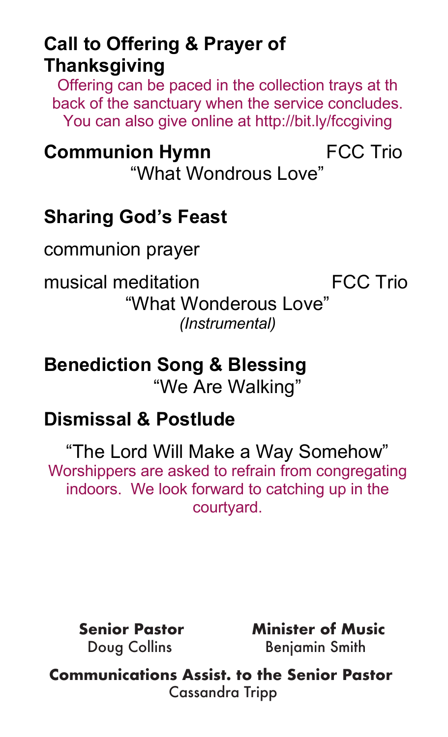**Call to Offering & Prayer of Thanksgiving**

Offering can be paced in the collection trays at th back of the sanctuary when the service concludes. You can also give online at http://bit.ly/fccgiving

**Communion Hymn** FCC Trio

"What Wondrous Love"

**Sharing God's Feast**

communion prayer

musical meditation FCC Trio

"What Wonderous Love"

*(Instrumental)*

**Benediction Song & Blessing**

"We Are Walking"

**Dismissal & Postlude**

"The Lord Will Make a Way Somehow"

Worshippers are asked to refrain from congregating indoors. We look forward to catching up in the courtyard.

**Senior Pastor**
Doug Collins

**Minister of Music**
Benjamin Smith

**Communications Assist. to the Senior Pastor**
Cassandra Tripp